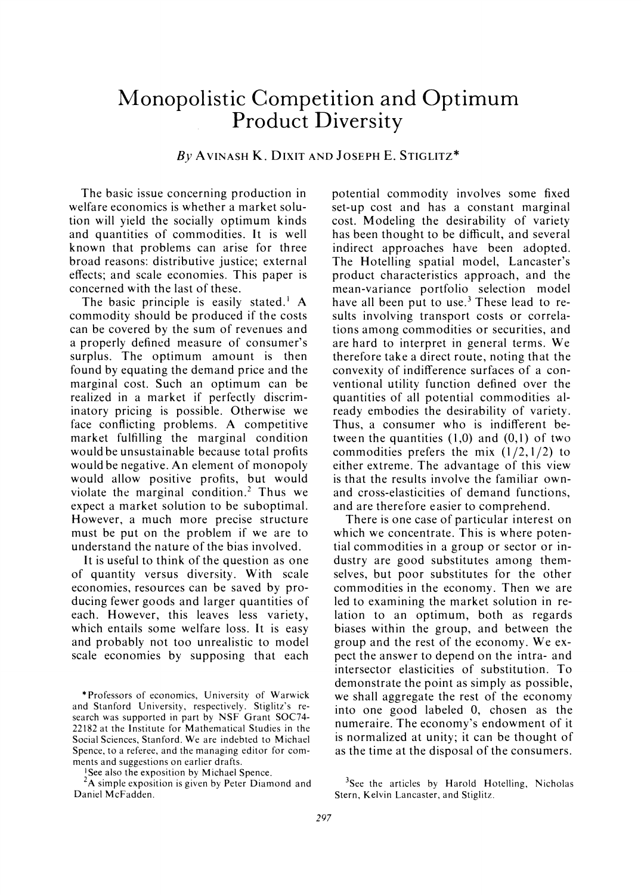# Monopolistic Competition and Optimum Product Diversity

By Avinash K. Dixit and Joseph E. Stiglitz*

The basic issue concerning production in welfare economics is whether a market solution will yield the socially optimum kinds and quantities of commodities. It is well known that problems can arise for three broad reasons: distributive justice; external effects; and scale economies. This paper is concerned with the last of these.

The basic principle is easily stated.[1] A commodity should be produced if the costs can be covered by the sum of revenues and a properly defined measure of consumer's surplus. The optimum amount is then found by equating the demand price and the marginal cost. Such an optimum can be realized in a market if perfectly discriminatory pricing is possible. Otherwise we face conflicting problems. A competitive market fulfilling the marginal condition would be unsustainable because total profits would be negative. An element of monopoly would allow positive profits, but would violate the marginal condition.[2] Thus we expect a market solution to be suboptimal. However, a much more precise structure must be put on the problem if we are to understand the nature of the bias involved.

It is useful to think of the question as one of quantity versus diversity. With scale economies, resources can be saved by producing fewer goods and larger quantities of each. However, this leaves less variety, which entails some welfare loss. It is easy and probably not too unrealistic to model scale economies by supposing that each potential commodity involves some fixed set-up cost and has a constant marginal cost. Modeling the desirability of variety has been thought to be difficult, and several indirect approaches have been adopted. The Hotelling spatial model, Lancaster's product characteristics approach, and the mean-variance portfolio selection model have all been put to use.[3] These lead to results involving transport costs or correlations among commodities or securities, and are hard to interpret in general terms. We therefore take a direct route, noting that the convexity of indifference surfaces of a conventional utility function defined over the quantities of all potential commodities already embodies the desirability of variety. Thus, a consumer who is indifferent between the quantities (1,0) and (0,1) of two commodities prefers the mix (1/2,1/2) to either extreme. The advantage of this view is that the results involve the familiar own- and cross-elasticities of demand functions, and are therefore easier to comprehend.

There is one case of particular interest on which we concentrate. This is where potential commodities in a group or sector or industry are good substitutes among themselves, but poor substitutes for the other commodities in the economy. Then we are led to examining the market solution in relation to an optimum, both as regards biases within the group, and between the group and the rest of the economy. We expect the answer to depend on the intra- and intersector elasticities of substitution. To demonstrate the point as simply as possible, we shall aggregate the rest of the economy into one good labeled 0, chosen as the numeraire. The economy's endowment of it is normalized at unity; it can be thought of as the time at the disposal of the consumers.

*Professors of economics, University of Warwick and Stanford University, respectively. Stiglitz's research was supported in part by NSF Grant SOC74-22182 at the Institute for Mathematical Studies in the Social Sciences, Stanford. We are indebted to Michael Spence, to a referee, and to the managing editor for comments and suggestions on earlier drafts.

[1]See also the exposition by Michael Spence.

[2]A simple exposition is given by Peter Diamond and Daniel McFadden.

[3]See the articles by Harold Hotelling, Nicholas Stern, Kelvin Lancaster, and Stiglitz.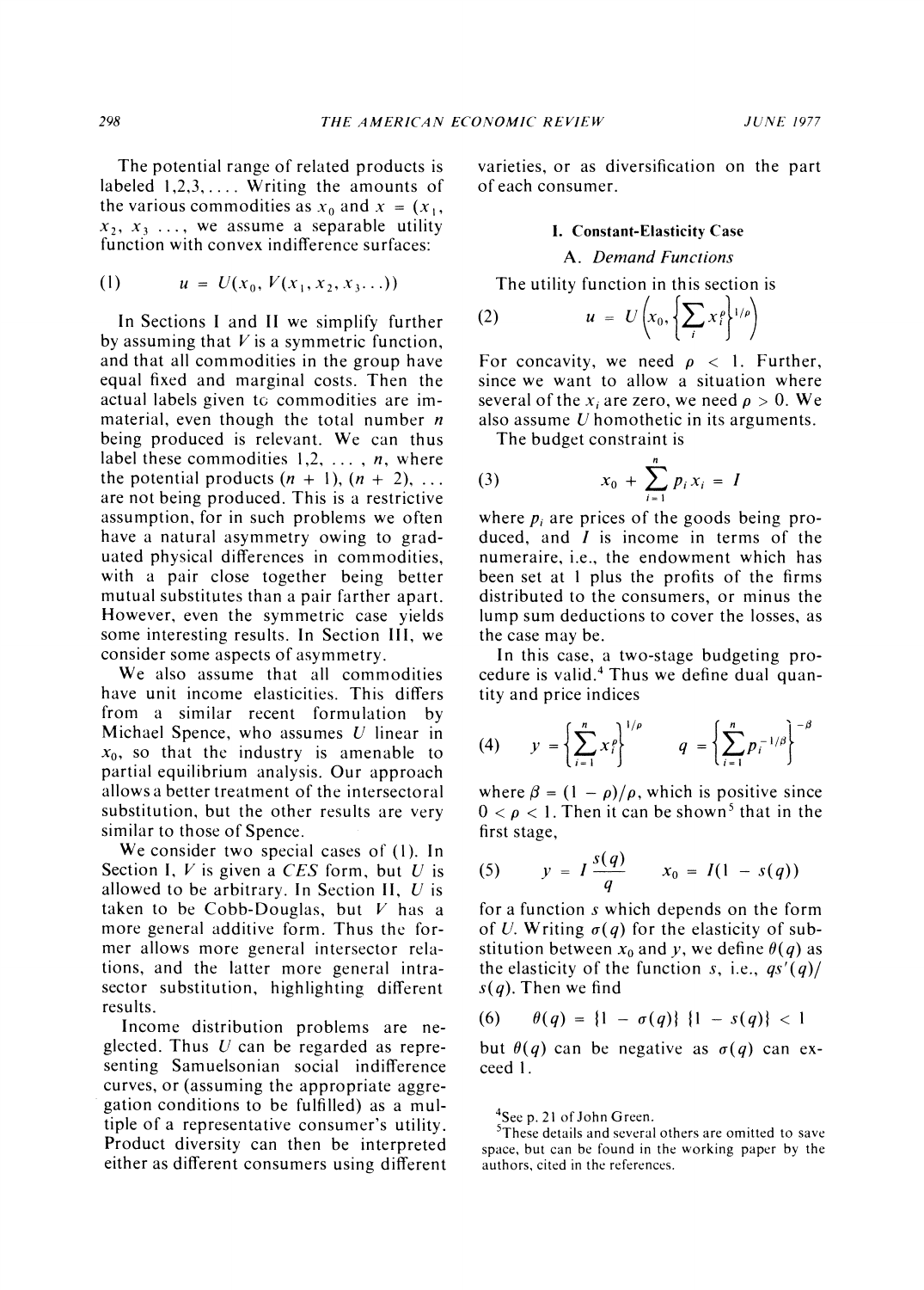The potential range of related products is labeled 1,2,3,.... Writing the amounts of the various commodities as $x_0$ and $x = (x_1, x_2, x_3 \ldots$, we assume a separable utility function with convex indifference surfaces:

$$u = U(x_0, V(x_1, x_2, x_3 \ldots)) \tag{1}$$

In Sections I and II we simplify further by assuming that $V$ is a symmetric function, and that all commodities in the group have equal fixed and marginal costs. Then the actual labels given to commodities are immaterial, even though the total number $n$ being produced is relevant. We can thus label these commodities $1, 2, \ldots, n$, where the potential products $(n+1), (n+2), \ldots$ are not being produced. This is a restrictive assumption, for in such problems we often have a natural asymmetry owing to graduated physical differences in commodities, with a pair close together being better mutual substitutes than a pair farther apart. However, even the symmetric case yields some interesting results. In Section III, we consider some aspects of asymmetry.

We also assume that all commodities have unit income elasticities. This differs from a similar recent formulation by Michael Spence, who assumes $U$ linear in $x_0$, so that the industry is amenable to partial equilibrium analysis. Our approach allows a better treatment of the intersectoral substitution, but the other results are very similar to those of Spence.

We consider two special cases of (1). In Section I, $V$ is given a *CES* form, but $U$ is allowed to be arbitrary. In Section II, $U$ is taken to be Cobb-Douglas, but $V$ has a more general additive form. Thus the former allows more general intersector relations, and the latter more general intrasector substitution, highlighting different results.

Income distribution problems are neglected. Thus $U$ can be regarded as representing Samuelsonian social indifference curves, or (assuming the appropriate aggregation conditions to be fulfilled) as a multiple of a representative consumer's utility. Product diversity can then be interpreted either as different consumers using different varieties, or as diversification on the part of each consumer.

## I. Constant-Elasticity Case

### A. *Demand Functions*

The utility function in this section is

$$u = U\left(x_0, \left\{\sum_i x_i^{\rho}\right\}^{1/\rho}\right) \tag{2}$$

For concavity, we need $\rho < 1$. Further, since we want to allow a situation where several of the $x_i$ are zero, we need $\rho > 0$. We also assume $U$ homothetic in its arguments.

The budget constraint is

$$x_0 + \sum_{i=1}^{n} p_i x_i = I \tag{3}$$

where $p_i$ are prices of the goods being produced, and $I$ is income in terms of the numeraire, i.e., the endowment which has been set at 1 plus the profits of the firms distributed to the consumers, or minus the lump sum deductions to cover the losses, as the case may be.

In this case, a two-stage budgeting procedure is valid.[4] Thus we define dual quantity and price indices

$$y = \left\{\sum_{i=1}^{n} x_i^{\rho}\right\}^{1/\rho} \qquad q = \left\{\sum_{i=1}^{n} p_i^{-1/\beta}\right\}^{-\beta} \tag{4}$$

where $\beta = (1-\rho)/\rho$, which is positive since $0 < \rho < 1$. Then it can be shown[5] that in the first stage,

$$y = I\,\frac{s(q)}{q} \qquad x_0 = I(1 - s(q)) \tag{5}$$

for a function $s$ which depends on the form of $U$. Writing $\sigma(q)$ for the elasticity of substitution between $x_0$ and $y$, we define $\theta(q)$ as the elasticity of the function $s$, i.e., $qs'(q)/s(q)$. Then we find

$$\theta(q) = \{1 - \sigma(q)\}\,\{1 - s(q)\} < 1 \tag{6}$$

but $\theta(q)$ can be negative as $\sigma(q)$ can exceed 1.

[4] See p. 21 of John Green.

[5] These details and several others are omitted to save space, but can be found in the working paper by the authors, cited in the references.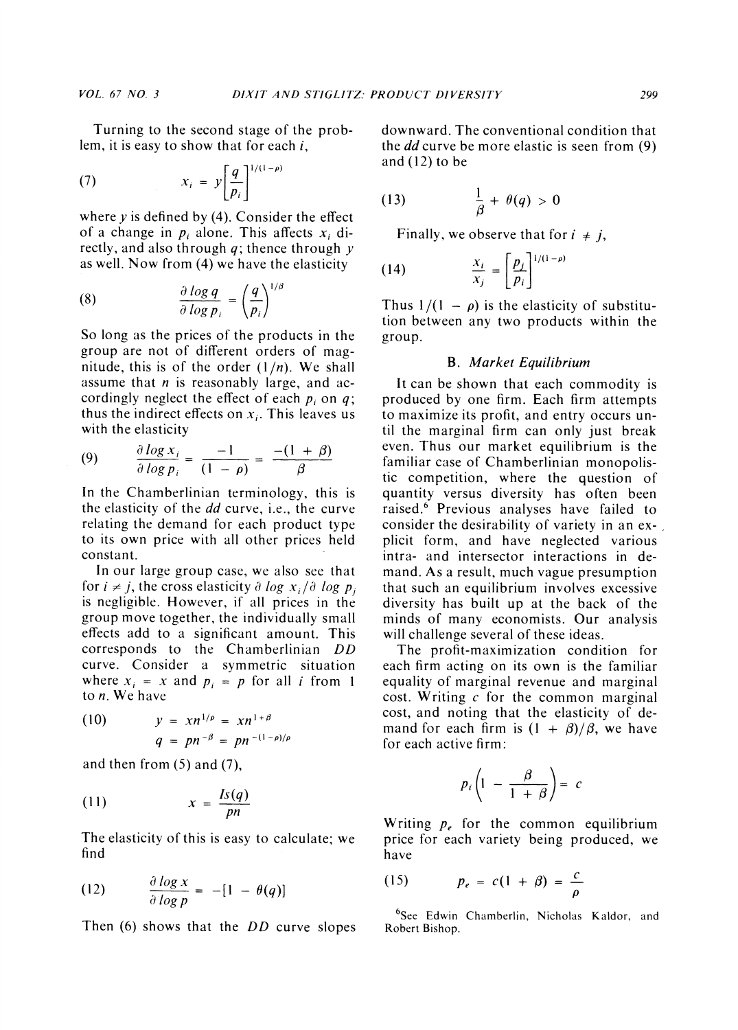Turning to the second stage of the problem, it is easy to show that for each $i$,

$$x_i = y\left[\frac{q}{p_i}\right]^{1/(1-\rho)} \tag{7}$$

where $y$ is defined by (4). Consider the effect of a change in $p_i$ alone. This affects $x_i$ directly, and also through $q$; thence through $y$ as well. Now from (4) we have the elasticity

$$\frac{\partial \log q}{\partial \log p_i} = \left(\frac{q}{p_i}\right)^{1/\beta} \tag{8}$$

So long as the prices of the products in the group are not of different orders of magnitude, this is of the order $(1/n)$. We shall assume that $n$ is reasonably large, and accordingly neglect the effect of each $p_i$ on $q$; thus the indirect effects on $x_i$. This leaves us with the elasticity

$$\frac{\partial \log x_i}{\partial \log p_i} = \frac{-1}{(1-\rho)} = \frac{-(1+\beta)}{\beta} \tag{9}$$

In the Chamberlinian terminology, this is the elasticity of the *dd* curve, i.e., the curve relating the demand for each product type to its own price with all other prices held constant.

In our large group case, we also see that for $i \neq j$, the cross elasticity $\partial \log x_i / \partial \log p_j$ is negligible. However, if all prices in the group move together, the individually small effects add to a significant amount. This corresponds to the Chamberlinian *DD* curve. Consider a symmetric situation where $x_i = x$ and $p_i = p$ for all $i$ from 1 to $n$. We have

$$\begin{aligned} y &= xn^{1/\rho} = xn^{1+\beta} \\ q &= pn^{-\beta} = pn^{-(1-\rho)/\rho} \end{aligned} \tag{10}$$

and then from (5) and (7),

$$x = \frac{Is(q)}{pn} \tag{11}$$

The elasticity of this is easy to calculate; we find

$$\frac{\partial \log x}{\partial \log p} = -[1 - \theta(q)] \tag{12}$$

Then (6) shows that the *DD* curve slopes downward. The conventional condition that the *dd* curve be more elastic is seen from (9) and (12) to be

$$\frac{1}{\beta} + \theta(q) > 0 \tag{13}$$

Finally, we observe that for $i \neq j$,

$$\frac{x_i}{x_j} = \left[\frac{p_j}{p_i}\right]^{1/(1-\rho)} \tag{14}$$

Thus $1/(1-\rho)$ is the elasticity of substitution between any two products within the group.

### B. *Market Equilibrium*

It can be shown that each commodity is produced by one firm. Each firm attempts to maximize its profit, and entry occurs until the marginal firm can only just break even. Thus our market equilibrium is the familiar case of Chamberlinian monopolistic competition, where the question of quantity versus diversity has often been raised.[6] Previous analyses have failed to consider the desirability of variety in an explicit form, and have neglected various intra- and intersector interactions in demand. As a result, much vague presumption that such an equilibrium involves excessive diversity has built up at the back of the minds of many economists. Our analysis will challenge several of these ideas.

The profit-maximization condition for each firm acting on its own is the familiar equality of marginal revenue and marginal cost. Writing $c$ for the common marginal cost, and noting that the elasticity of demand for each firm is $(1+\beta)/\beta$, we have for each active firm:

$$p_i\left(1 - \frac{\beta}{1+\beta}\right) = c$$

Writing $p_e$ for the common equilibrium price for each variety being produced, we have

$$p_e = c(1+\beta) = \frac{c}{\rho} \tag{15}$$

[6]See Edwin Chamberlin, Nicholas Kaldor, and Robert Bishop.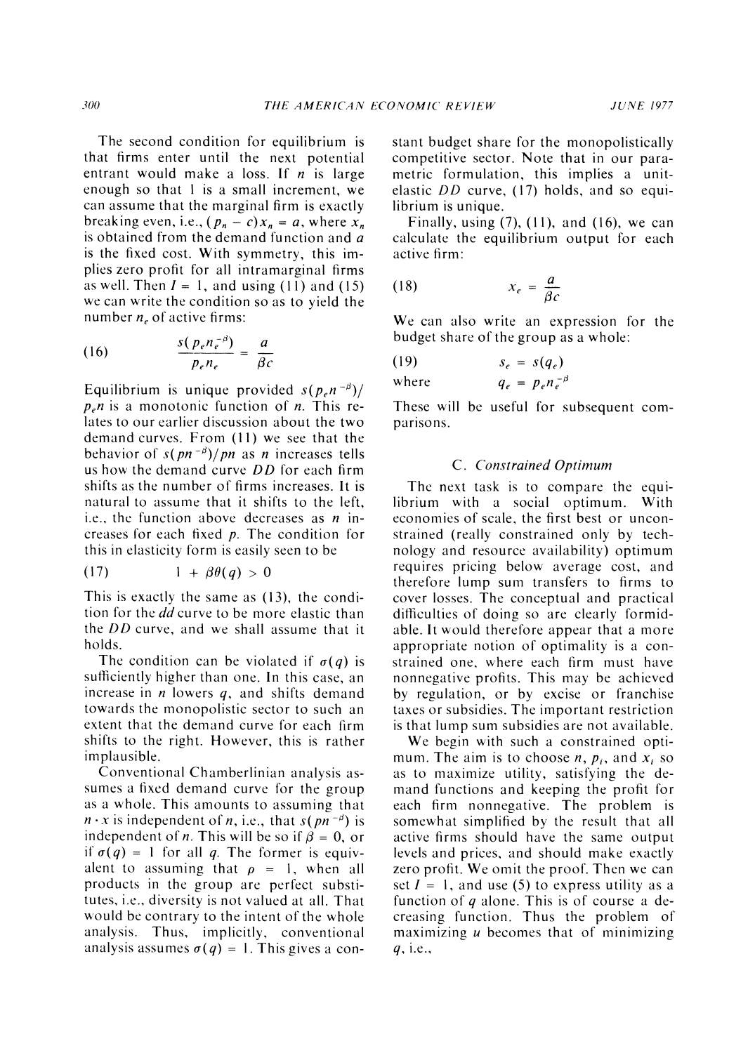The second condition for equilibrium is that firms enter until the next potential entrant would make a loss. If $n$ is large enough so that 1 is a small increment, we can assume that the marginal firm is exactly breaking even, i.e., $(p_n - c)x_n = a$, where $x_n$ is obtained from the demand function and $a$ is the fixed cost. With symmetry, this implies zero profit for all intramarginal firms as well. Then $I = 1$, and using (11) and (15) we can write the condition so as to yield the number $n_e$ of active firms:

$$\frac{s(p_e n_e^{-\beta})}{p_e n_e} = \frac{a}{\beta c} \tag{16}$$

Equilibrium is unique provided $s(p_e n^{-\beta})/p_e n$ is a monotonic function of $n$. This relates to our earlier discussion about the two demand curves. From (11) we see that the behavior of $s(pn^{-\beta})/pn$ as $n$ increases tells us how the demand curve $DD$ for each firm shifts as the number of firms increases. It is natural to assume that it shifts to the left, i.e., the function above decreases as $n$ increases for each fixed $p$. The condition for this in elasticity form is easily seen to be

$$1 + \beta\theta(q) > 0 \tag{17}$$

This is exactly the same as (13), the condition for the $dd$ curve to be more elastic than the $DD$ curve, and we shall assume that it holds.

The condition can be violated if $\sigma(q)$ is sufficiently higher than one. In this case, an increase in $n$ lowers $q$, and shifts demand towards the monopolistic sector to such an extent that the demand curve for each firm shifts to the right. However, this is rather implausible.

Conventional Chamberlinian analysis assumes a fixed demand curve for the group as a whole. This amounts to assuming that $n \cdot x$ is independent of $n$, i.e., that $s(pn^{-\beta})$ is independent of $n$. This will be so if $\beta = 0$, or if $\sigma(q) = 1$ for all $q$. The former is equivalent to assuming that $\rho = 1$, when all products in the group are perfect substitutes, i.e., diversity is not valued at all. That would be contrary to the intent of the whole analysis. Thus, implicitly, conventional analysis assumes $\sigma(q) = 1$. This gives a constant budget share for the monopolistically competitive sector. Note that in our parametric formulation, this implies a unit-elastic $DD$ curve, (17) holds, and so equilibrium is unique.

Finally, using (7), (11), and (16), we can calculate the equilibrium output for each active firm:

$$x_e = \frac{a}{\beta c} \tag{18}$$

We can also write an expression for the budget share of the group as a whole:

$$s_e = s(q_e) \tag{19}$$

where

$$q_e = p_e n_e^{-\beta}$$

These will be useful for subsequent comparisons.

### C. *Constrained Optimum*

The next task is to compare the equilibrium with a social optimum. With economies of scale, the first best or unconstrained (really constrained only by technology and resource availability) optimum requires pricing below average cost, and therefore lump sum transfers to firms to cover losses. The conceptual and practical difficulties of doing so are clearly formidable. It would therefore appear that a more appropriate notion of optimality is a constrained one, where each firm must have nonnegative profits. This may be achieved by regulation, or by excise or franchise taxes or subsidies. The important restriction is that lump sum subsidies are not available.

We begin with such a constrained optimum. The aim is to choose $n$, $p_i$, and $x_i$ so as to maximize utility, satisfying the demand functions and keeping the profit for each firm nonnegative. The problem is somewhat simplified by the result that all active firms should have the same output levels and prices, and should make exactly zero profit. We omit the proof. Then we can set $I = 1$, and use (5) to express utility as a function of $q$ alone. This is of course a decreasing function. Thus the problem of maximizing $u$ becomes that of minimizing $q$, i.e.,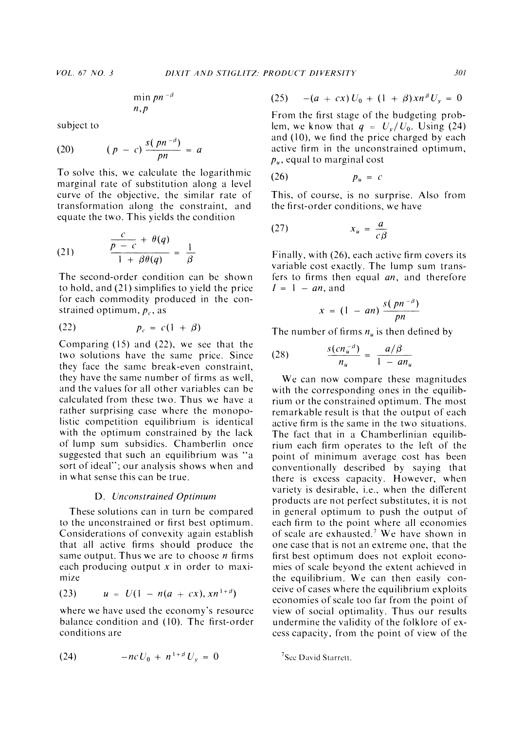$$\min_{n,p} pn^{-\beta}$$

subject to

$$(p - c)\frac{s(pn^{-\beta})}{pn} = a \tag{20}$$

To solve this, we calculate the logarithmic marginal rate of substitution along a level curve of the objective, the similar rate of transformation along the constraint, and equate the two. This yields the condition

$$\frac{\frac{c}{p-c} + \theta(q)}{1 + \beta\theta(q)} = \frac{1}{\beta} \tag{21}$$

The second-order condition can be shown to hold, and (21) simplifies to yield the price for each commodity produced in the constrained optimum, $p_c$, as

$$p_c = c(1 + \beta) \tag{22}$$

Comparing (15) and (22), we see that the two solutions have the same price. Since they face the same break-even constraint, they have the same number of firms as well, and the values for all other variables can be calculated from these two. Thus we have a rather surprising case where the monopolistic competition equilibrium is identical with the optimum constrained by the lack of lump sum subsidies. Chamberlin once suggested that such an equilibrium was "a sort of ideal"; our analysis shows when and in what sense this can be true.

### D. *Unconstrained Optimum*

These solutions can in turn be compared to the unconstrained or first best optimum. Considerations of convexity again establish that all active firms should produce the same output. Thus we are to choose $n$ firms each producing output $x$ in order to maximize

$$u = U(1 - n(a + cx), xn^{1+\beta}) \tag{23}$$

where we have used the economy's resource balance condition and (10). The first-order conditions are

$$-ncU_0 + n^{1+\beta}U_y = 0 \tag{24}$$

$$-(a + cx)U_0 + (1 + \beta)xn^{\beta}U_y = 0 \tag{25}$$

From the first stage of the budgeting problem, we know that $q = U_y/U_0$. Using (24) and (10), we find the price charged by each active firm in the unconstrained optimum, $p_u$, equal to marginal cost

$$p_u = c \tag{26}$$

This, of course, is no surprise. Also from the first-order conditions, we have

$$x_u = \frac{a}{c\beta} \tag{27}$$

Finally, with (26), each active firm covers its variable cost exactly. The lump sum transfers to firms then equal $an$, and therefore $I = 1 - an$, and

$$x = (1 - an)\frac{s(pn^{-\beta})}{pn}$$

The number of firms $n_u$ is then defined by

$$\frac{s(cn_u^{-\beta})}{n_u} = \frac{a/\beta}{1 - an_u} \tag{28}$$

We can now compare these magnitudes with the corresponding ones in the equilibrium or the constrained optimum. The most remarkable result is that the output of each active firm is the same in the two situations. The fact that in a Chamberlinian equilibrium each firm operates to the left of the point of minimum average cost has been conventionally described by saying that there is excess capacity. However, when variety is desirable, i.e., when the different products are not perfect substitutes, it is not in general optimum to push the output of each firm to the point where all economies of scale are exhausted.[7] We have shown in one case that is not an extreme one, that the first best optimum does not exploit economies of scale beyond the extent achieved in the equilibrium. We can then easily conceive of cases where the equilibrium exploits economies of scale too far from the point of view of social optimality. Thus our results undermine the validity of the folklore of excess capacity, from the point of view of the

[7] See David Starrett.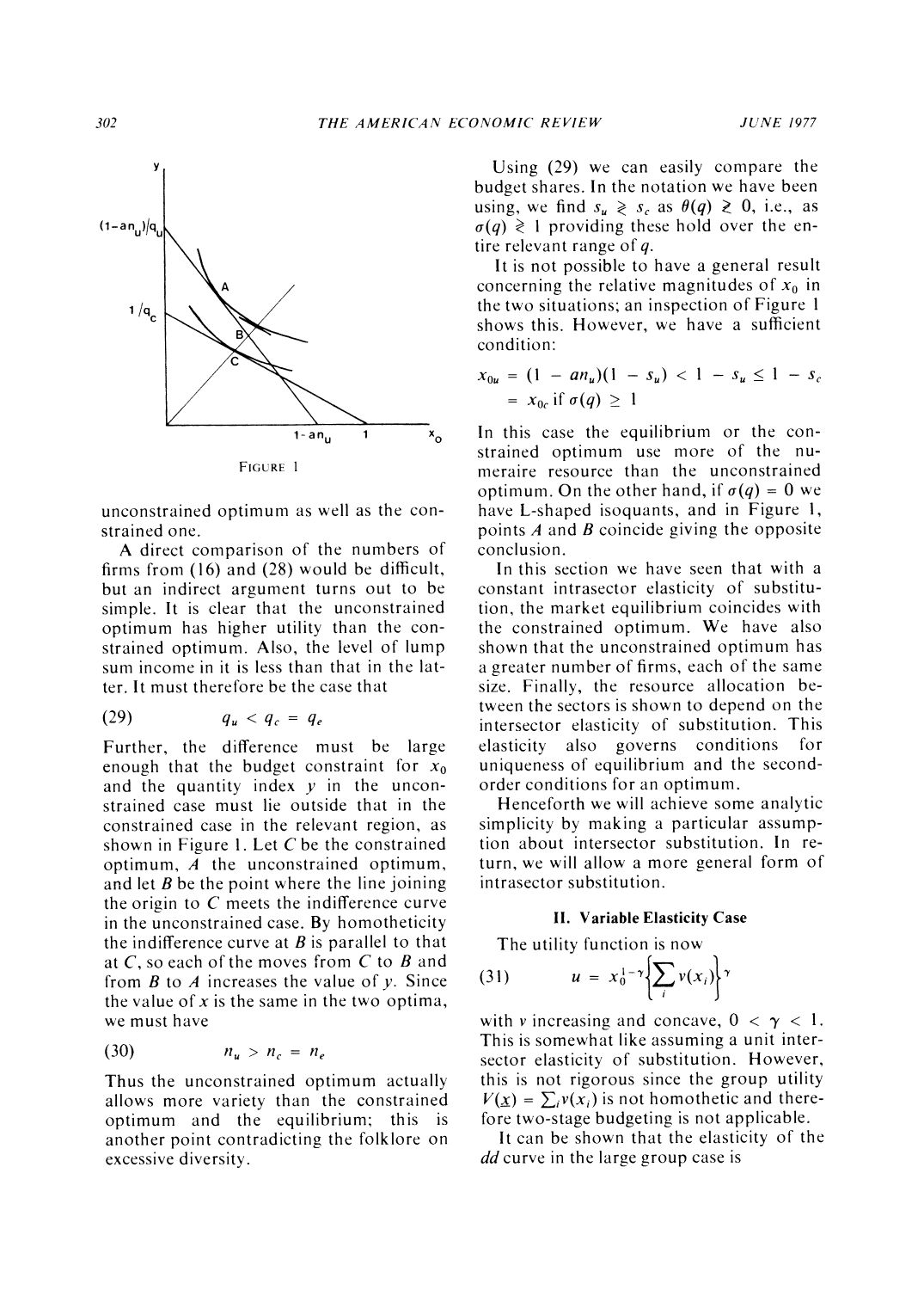FIGURE 1

unconstrained optimum as well as the constrained one.

A direct comparison of the numbers of firms from (16) and (28) would be difficult, but an indirect argument turns out to be simple. It is clear that the unconstrained optimum has higher utility than the constrained optimum. Also, the level of lump sum income in it is less than that in the latter. It must therefore be the case that

$$(29) \qquad q_u < q_c = q_e$$

Further, the difference must be large enough that the budget constraint for $x_0$ and the quantity index $y$ in the unconstrained case must lie outside that in the constrained case in the relevant region, as shown in Figure 1. Let $C$ be the constrained optimum, $A$ the unconstrained optimum, and let $B$ be the point where the line joining the origin to $C$ meets the indifference curve in the unconstrained case. By homotheticity the indifference curve at $B$ is parallel to that at $C$, so each of the moves from $C$ to $B$ and from $B$ to $A$ increases the value of $y$. Since the value of $x$ is the same in the two optima, we must have

$$(30) \qquad n_u > n_c = n_e$$

Thus the unconstrained optimum actually allows more variety than the constrained optimum and the equilibrium; this is another point contradicting the folklore on excessive diversity.

Using (29) we can easily compare the budget shares. In the notation we have been using, we find $s_u \gtrless s_c$ as $\theta(q) \gtrless 0$, i.e., as $\sigma(q) \gtrless 1$ providing these hold over the entire relevant range of $q$.

It is not possible to have a general result concerning the relative magnitudes of $x_0$ in the two situations; an inspection of Figure 1 shows this. However, we have a sufficient condition:

$$x_{0u} = (1 - an_u)(1 - s_u) < 1 - s_u \leq 1 - s_c = x_{0c} \text{ if } \sigma(q) \geq 1$$

In this case the equilibrium or the constrained optimum use more of the numeraire resource than the unconstrained optimum. On the other hand, if $\sigma(q) = 0$ we have L-shaped isoquants, and in Figure 1, points $A$ and $B$ coincide giving the opposite conclusion.

In this section we have seen that with a constant intrasector elasticity of substitution, the market equilibrium coincides with the constrained optimum. We have also shown that the unconstrained optimum has a greater number of firms, each of the same size. Finally, the resource allocation between the sectors is shown to depend on the intersector elasticity of substitution. This elasticity also governs conditions for uniqueness of equilibrium and the second-order conditions for an optimum.

Henceforth we will achieve some analytic simplicity by making a particular assumption about intersector substitution. In return, we will allow a more general form of intrasector substitution.

### II. Variable Elasticity Case

The utility function is now

$$(31) \qquad u = x_0^{1-\gamma}\left\{\sum_i v(x_i)\right\}^{\gamma}$$

with $v$ increasing and concave, $0 < \gamma < 1$. This is somewhat like assuming a unit intersector elasticity of substitution. However, this is not rigorous since the group utility $V(\underline{x}) = \sum_i v(x_i)$ is not homothetic and therefore two-stage budgeting is not applicable.

It can be shown that the elasticity of the $dd$ curve in the large group case is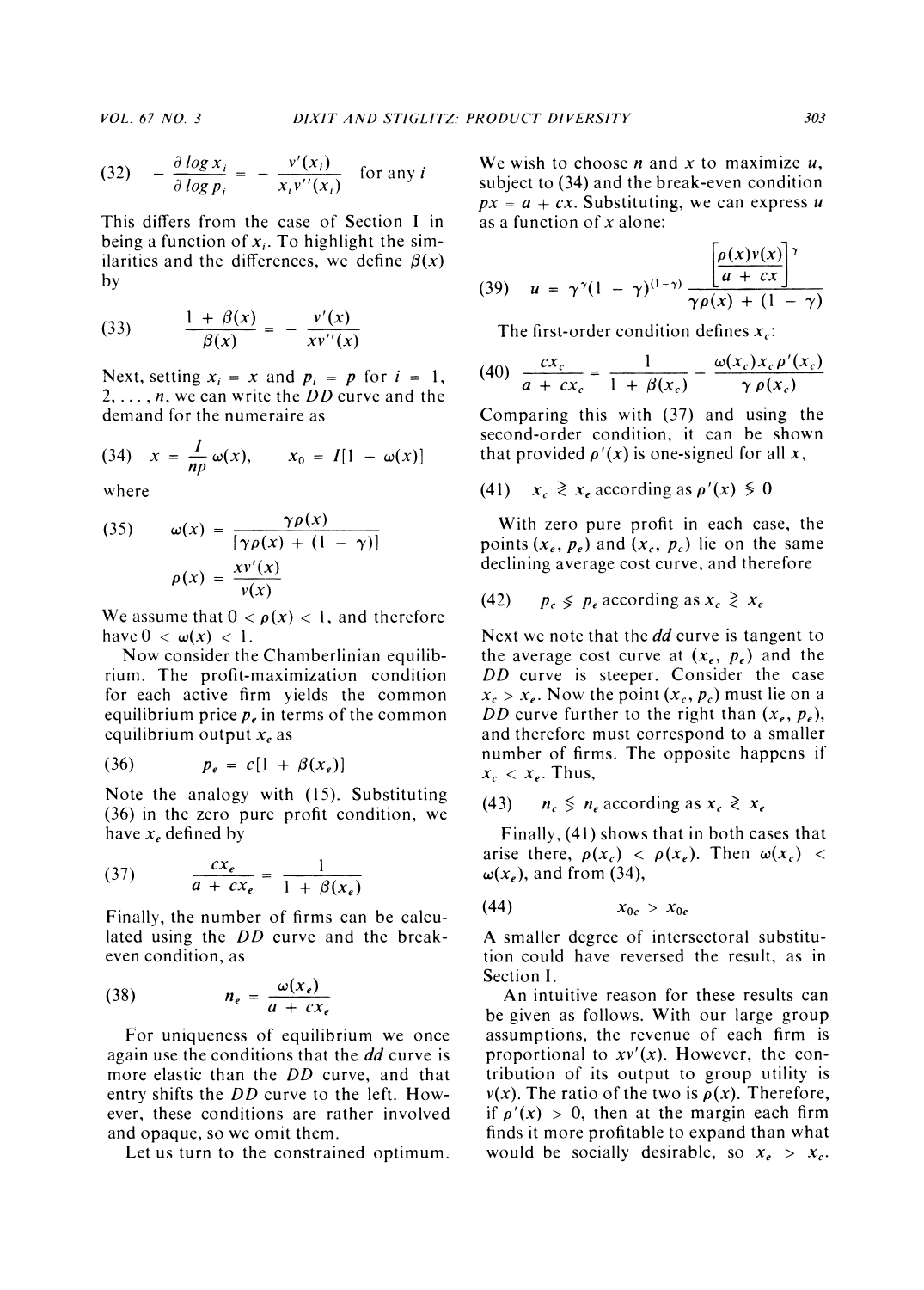$$(32)\qquad -\frac{\partial \log x_i}{\partial \log p_i} = -\frac{v'(x_i)}{x_i v''(x_i)} \quad \text{for any } i$$

This differs from the case of Section I in being a function of $x_i$. To highlight the similarities and the differences, we define $\beta(x)$ by

$$(33)\qquad \frac{1+\beta(x)}{\beta(x)} = -\frac{v'(x)}{xv''(x)}$$

Next, setting $x_i = x$ and $p_i = p$ for $i = 1, 2, \ldots, n$, we can write the *DD* curve and the demand for the numeraire as

$$(34)\qquad x = \frac{I}{np}\omega(x), \qquad x_0 = I[1 - \omega(x)]$$

where

$$(35)\qquad \omega(x) = \frac{\gamma\rho(x)}{[\gamma\rho(x) + (1-\gamma)]}$$

$$\rho(x) = \frac{xv'(x)}{v(x)}$$

We assume that $0 < \rho(x) < 1$, and therefore have $0 < \omega(x) < 1$.

Now consider the Chamberlinian equilibrium. The profit-maximization condition for each active firm yields the common equilibrium price $p_e$ in terms of the common equilibrium output $x_e$ as

$$(36)\qquad p_e = c[1 + \beta(x_e)]$$

Note the analogy with (15). Substituting (36) in the zero pure profit condition, we have $x_e$ defined by

$$(37)\qquad \frac{cx_e}{a + cx_e} = \frac{1}{1+\beta(x_e)}$$

Finally, the number of firms can be calculated using the *DD* curve and the break-even condition, as

$$(38)\qquad n_e = \frac{\omega(x_e)}{a + cx_e}$$

For uniqueness of equilibrium we once again use the conditions that the *dd* curve is more elastic than the *DD* curve, and that entry shifts the *DD* curve to the left. However, these conditions are rather involved and opaque, so we omit them.

Let us turn to the constrained optimum. We wish to choose $n$ and $x$ to maximize $u$, subject to (34) and the break-even condition $px = a + cx$. Substituting, we can express $u$ as a function of $x$ alone:

$$(39)\qquad u = \gamma^{\gamma}(1-\gamma)^{(1-\gamma)} \frac{\left[\dfrac{\rho(x)v(x)}{a+cx}\right]^{\gamma}}{\gamma\rho(x) + (1-\gamma)}$$

The first-order condition defines $x_c$:

$$(40)\qquad \frac{cx_c}{a+cx_c} = \frac{1}{1+\beta(x_c)} - \frac{\omega(x_c)x_c\rho'(x_c)}{\gamma\,\rho(x_c)}$$

Comparing this with (37) and using the second-order condition, it can be shown that provided $\rho'(x)$ is one-signed for all $x$,

$$(41)\qquad x_c \gtrless x_e \text{ according as } \rho'(x) \lessgtr 0$$

With zero pure profit in each case, the points $(x_e, p_e)$ and $(x_c, p_c)$ lie on the same declining average cost curve, and therefore

$$(42)\qquad p_c \lessgtr p_e \text{ according as } x_c \gtrless x_e$$

Next we note that the *dd* curve is tangent to the average cost curve at $(x_e, p_e)$ and the *DD* curve is steeper. Consider the case $x_c > x_e$. Now the point $(x_c, p_c)$ must lie on a *DD* curve further to the right than $(x_e, p_e)$, and therefore must correspond to a smaller number of firms. The opposite happens if $x_c < x_e$. Thus,

$$(43)\qquad n_c \lessgtr n_e \text{ according as } x_c \gtrless x_e$$

Finally, (41) shows that in both cases that arise there, $\rho(x_c) < \rho(x_e)$. Then $\omega(x_c) < \omega(x_e)$, and from (34),

$$(44)\qquad x_{0c} > x_{0e}$$

A smaller degree of intersectoral substitution could have reversed the result, as in Section I.

An intuitive reason for these results can be given as follows. With our large group assumptions, the revenue of each firm is proportional to $xv'(x)$. However, the contribution of its output to group utility is $v(x)$. The ratio of the two is $\rho(x)$. Therefore, if $\rho'(x) > 0$, then at the margin each firm finds it more profitable to expand than what would be socially desirable, so $x_e > x_c$.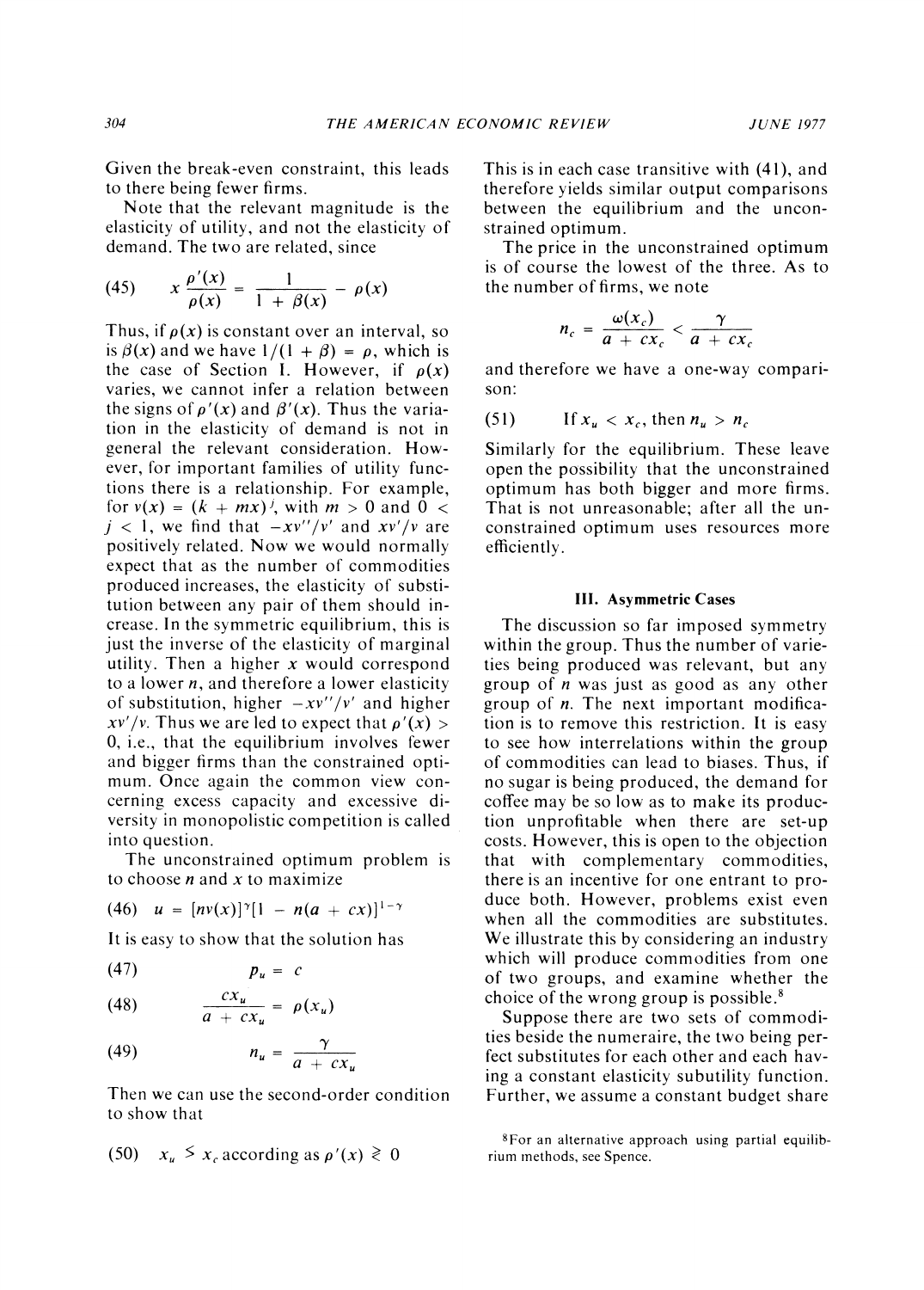Given the break-even constraint, this leads to there being fewer firms.

Note that the relevant magnitude is the elasticity of utility, and not the elasticity of demand. The two are related, since

$$(45) \qquad x\frac{\rho'(x)}{\rho(x)} = \frac{1}{1+\beta(x)} - \rho(x)$$

Thus, if $\rho(x)$ is constant over an interval, so is $\beta(x)$ and we have $1/(1+\beta) = \rho$, which is the case of Section I. However, if $\rho(x)$ varies, we cannot infer a relation between the signs of $\rho'(x)$ and $\beta'(x)$. Thus the variation in the elasticity of demand is not in general the relevant consideration. However, for important families of utility functions there is a relationship. For example, for $v(x) = (k + mx)^j$, with $m > 0$ and $0 < j < 1$, we find that $-xv''/v'$ and $xv'/v$ are positively related. Now we would normally expect that as the number of commodities produced increases, the elasticity of substitution between any pair of them should increase. In the symmetric equilibrium, this is just the inverse of the elasticity of marginal utility. Then a higher $x$ would correspond to a lower $n$, and therefore a lower elasticity of substitution, higher $-xv''/v'$ and higher $xv'/v$. Thus we are led to expect that $\rho'(x) > 0$, i.e., that the equilibrium involves fewer and bigger firms than the constrained optimum. Once again the common view concerning excess capacity and excessive diversity in monopolistic competition is called into question.

The unconstrained optimum problem is to choose $n$ and $x$ to maximize

$$(46) \qquad u = [nv(x)]^{\gamma}[1 - n(a + cx)]^{1-\gamma}$$

It is easy to show that the solution has

$$(47) \qquad p_u = c$$

$$(48) \qquad \frac{cx_u}{a + cx_u} = \rho(x_u)$$

$$(49) \qquad n_u = \frac{\gamma}{a + cx_u}$$

Then we can use the second-order condition to show that

$$(50) \qquad x_u \lesseqgtr x_c \text{ according as } \rho'(x) \gtreqless 0$$

This is in each case transitive with (41), and therefore yields similar output comparisons between the equilibrium and the unconstrained optimum.

The price in the unconstrained optimum is of course the lowest of the three. As to the number of firms, we note

$$n_c = \frac{\omega(x_c)}{a + cx_c} < \frac{\gamma}{a + cx_c}$$

and therefore we have a one-way comparison:

$$(51) \qquad \text{If } x_u < x_c, \text{ then } n_u > n_c$$

Similarly for the equilibrium. These leave open the possibility that the unconstrained optimum has both bigger and more firms. That is not unreasonable; after all the unconstrained optimum uses resources more efficiently.

## III. Asymmetric Cases

The discussion so far imposed symmetry within the group. Thus the number of varieties being produced was relevant, but any group of $n$ was just as good as any other group of $n$. The next important modification is to remove this restriction. It is easy to see how interrelations within the group of commodities can lead to biases. Thus, if no sugar is being produced, the demand for coffee may be so low as to make its production unprofitable when there are set-up costs. However, this is open to the objection that with complementary commodities, there is an incentive for one entrant to produce both. However, problems exist even when all the commodities are substitutes. We illustrate this by considering an industry which will produce commodities from one of two groups, and examine whether the choice of the wrong group is possible.[8]

Suppose there are two sets of commodities beside the numeraire, the two being perfect substitutes for each other and each having a constant elasticity subutility function. Further, we assume a constant budget share

[8]For an alternative approach using partial equilibrium methods, see Spence.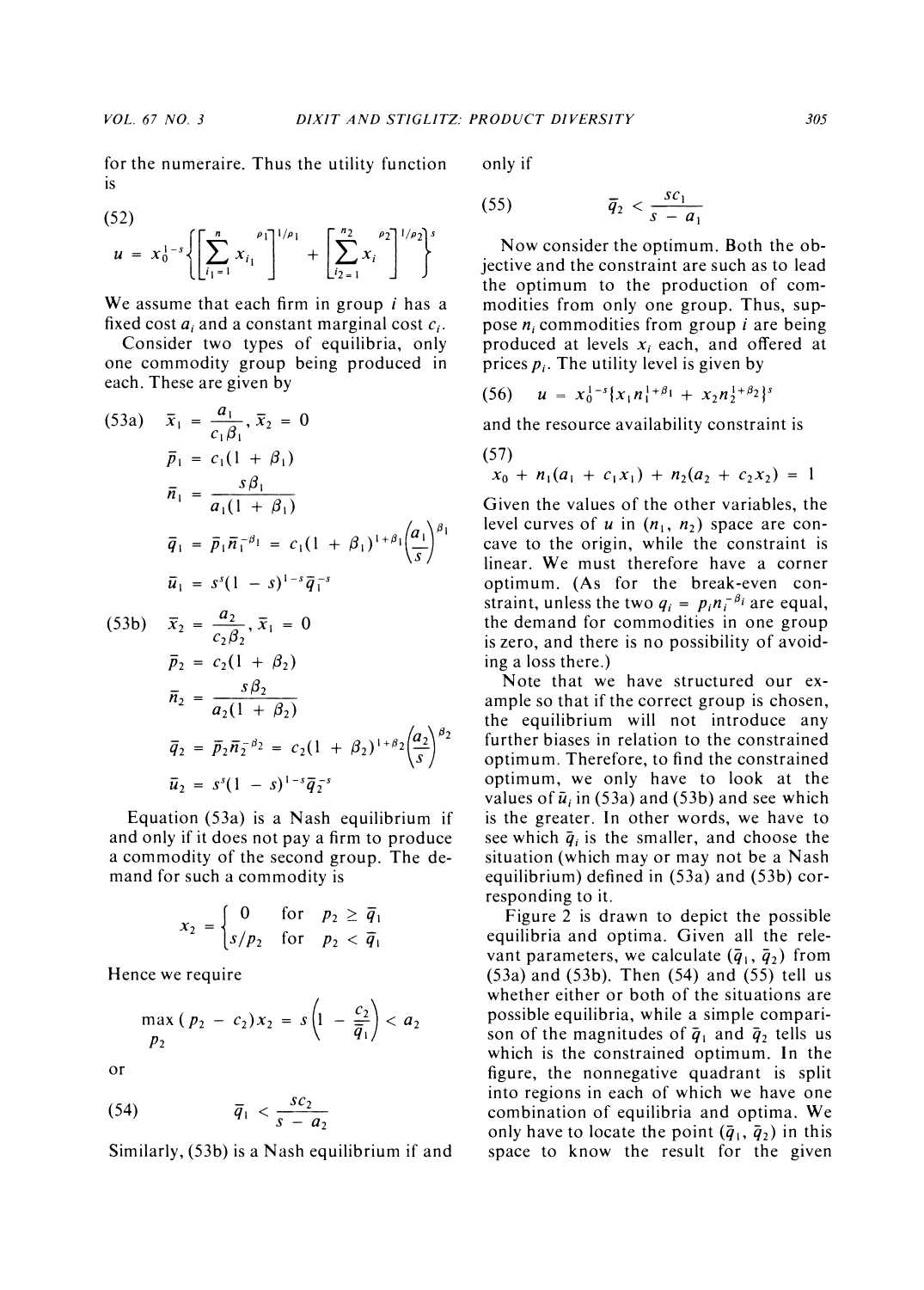for the numeraire. Thus the utility function is

$$u = x_0^{1-s}\left\{\left[\sum_{i_1=1}^{n} x_{i_1}^{\rho_1}\right]^{1/\rho_1} + \left[\sum_{i_2=1}^{n_2} x_i^{\rho_2}\right]^{1/\rho_2}\right\}^s \tag{52}$$

We assume that each firm in group $i$ has a fixed cost $a_i$ and a constant marginal cost $c_i$.

Consider two types of equilibria, only one commodity group being produced in each. These are given by

$$\begin{aligned}
\bar{x}_1 &= \frac{a_1}{c_1\beta_1},\ \bar{x}_2 = 0 \\
\bar{p}_1 &= c_1(1+\beta_1) \\
\bar{n}_1 &= \frac{s\beta_1}{a_1(1+\beta_1)} \\
\bar{q}_1 &= \bar{p}_1\bar{n}_1^{-\beta_1} = c_1(1+\beta_1)^{1+\beta_1}\left(\frac{a_1}{s}\right)^{\beta_1} \\
\bar{u}_1 &= s^s(1-s)^{1-s}\bar{q}_1^{-s}
\end{aligned} \tag{53a}$$

$$\begin{aligned}
\bar{x}_2 &= \frac{a_2}{c_2\beta_2},\ \bar{x}_1 = 0 \\
\bar{p}_2 &= c_2(1+\beta_2) \\
\bar{n}_2 &= \frac{s\beta_2}{a_2(1+\beta_2)} \\
\bar{q}_2 &= \bar{p}_2\bar{n}_2^{-\beta_2} = c_2(1+\beta_2)^{1+\beta_2}\left(\frac{a_2}{s}\right)^{\beta_2} \\
\bar{u}_2 &= s^s(1-s)^{1-s}\bar{q}_2^{-s}
\end{aligned} \tag{53b}$$

Equation (53a) is a Nash equilibrium if and only if it does not pay a firm to produce a commodity of the second group. The demand for such a commodity is

$$x_2 = \begin{cases} 0 & \text{for } p_2 \geq \bar{q}_1 \\ s/p_2 & \text{for } p_2 < \bar{q}_1 \end{cases}$$

Hence we require

$$\max_{p_2}\,(p_2 - c_2)x_2 = s\left(1 - \frac{c_2}{\bar{q}_1}\right) < a_2$$

or

$$\bar{q}_1 < \frac{sc_2}{s - a_2} \tag{54}$$

Similarly, (53b) is a Nash equilibrium if and only if

$$\bar{q}_2 < \frac{sc_1}{s - a_1} \tag{55}$$

Now consider the optimum. Both the objective and the constraint are such as to lead the optimum to the production of commodities from only one group. Thus, suppose $n_i$ commodities from group $i$ are being produced at levels $x_i$ each, and offered at prices $p_i$. The utility level is given by

$$u = x_0^{1-s}\{x_1 n_1^{1+\beta_1} + x_2 n_2^{1+\beta_2}\}^s \tag{56}$$

and the resource availability constraint is

$$x_0 + n_1(a_1 + c_1x_1) + n_2(a_2 + c_2x_2) = 1 \tag{57}$$

Given the values of the other variables, the level curves of $u$ in $(n_1, n_2)$ space are concave to the origin, while the constraint is linear. We must therefore have a corner optimum. (As for the break-even constraint, unless the two $q_i = p_i n_i^{-\beta_i}$ are equal, the demand for commodities in one group is zero, and there is no possibility of avoiding a loss there.)

Note that we have structured our example so that if the correct group is chosen, the equilibrium will not introduce any further biases in relation to the constrained optimum. Therefore, to find the constrained optimum, we only have to look at the values of $\bar{u}_i$ in (53a) and (53b) and see which is the greater. In other words, we have to see which $\bar{q}_i$ is the smaller, and choose the situation (which may or may not be a Nash equilibrium) defined in (53a) and (53b) corresponding to it.

Figure 2 is drawn to depict the possible equilibria and optima. Given all the relevant parameters, we calculate $(\bar{q}_1, \bar{q}_2)$ from (53a) and (53b). Then (54) and (55) tell us whether either or both of the situations are possible equilibria, while a simple comparison of the magnitudes of $\bar{q}_1$ and $\bar{q}_2$ tells us which is the constrained optimum. In the figure, the nonnegative quadrant is split into regions in each of which we have one combination of equilibria and optima. We only have to locate the point $(\bar{q}_1, \bar{q}_2)$ in this space to know the result for the given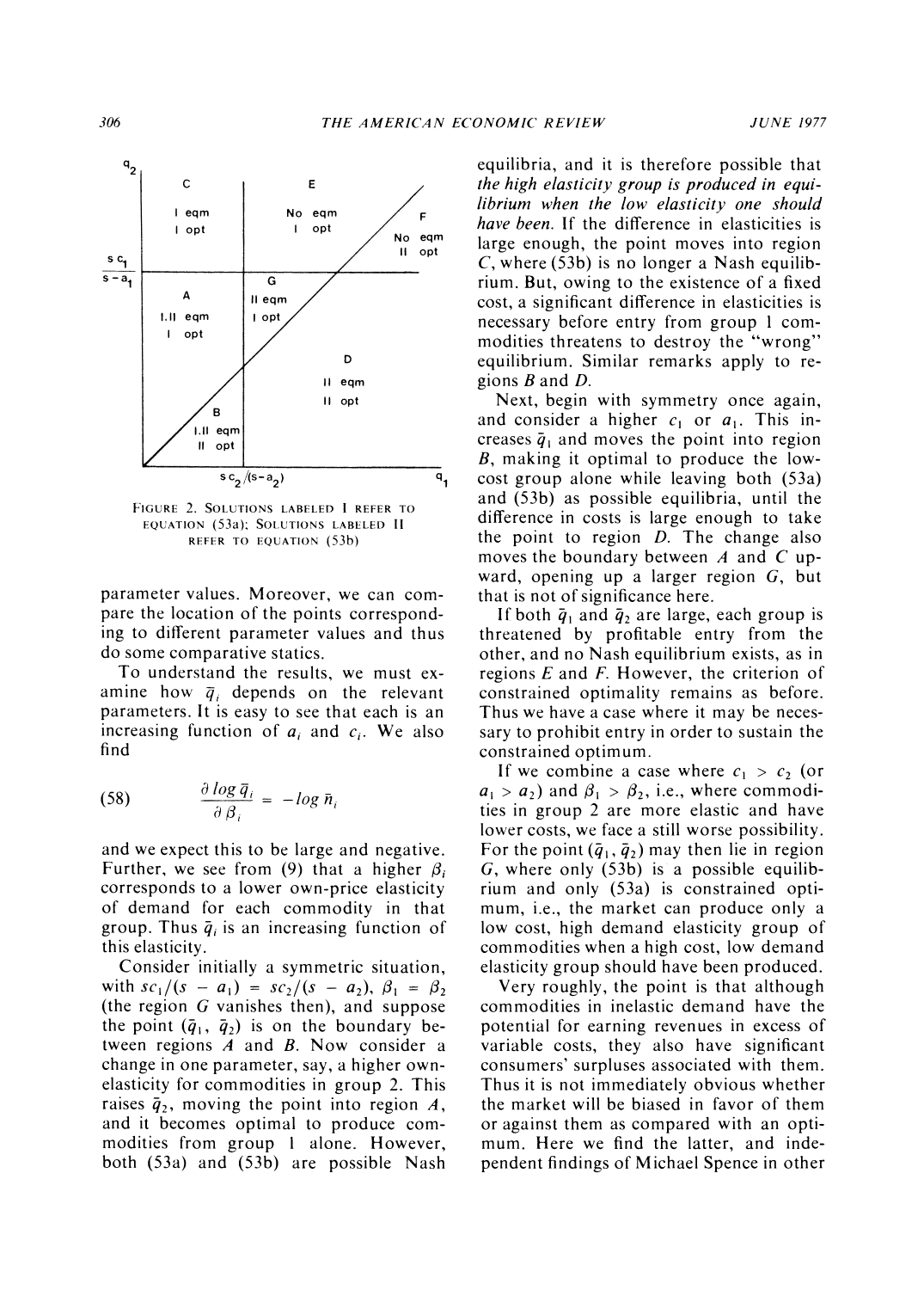FIGURE 2. SOLUTIONS LABELED I REFER TO EQUATION (53a); SOLUTIONS LABELED II REFER TO EQUATION (53b)

parameter values. Moreover, we can compare the location of the points corresponding to different parameter values and thus do some comparative statics.

To understand the results, we must examine how $\bar{q}_i$ depends on the relevant parameters. It is easy to see that each is an increasing function of $a_i$ and $c_i$. We also find

$$\frac{\partial \log \bar{q}_i}{\partial \beta_i} = -\log \bar{n}_i \tag{58}$$

and we expect this to be large and negative. Further, we see from (9) that a higher $\beta_i$ corresponds to a lower own-price elasticity of demand for each commodity in that group. Thus $\bar{q}_i$ is an increasing function of this elasticity.

Consider initially a symmetric situation, with $sc_1/(s - a_1) = sc_2/(s - a_2)$, $\beta_1 = \beta_2$ (the region $G$ vanishes then), and suppose the point $(\bar{q}_1, \bar{q}_2)$ is on the boundary between regions $A$ and $B$. Now consider a change in one parameter, say, a higher own-elasticity for commodities in group 2. This raises $\bar{q}_2$, moving the point into region $A$, and it becomes optimal to produce commodities from group 1 alone. However, both (53a) and (53b) are possible Nash equilibria, and it is therefore possible that *the high elasticity group is produced in equilibrium when the low elasticity one should have been.* If the difference in elasticities is large enough, the point moves into region $C$, where (53b) is no longer a Nash equilibrium. But, owing to the existence of a fixed cost, a significant difference in elasticities is necessary before entry from group 1 commodities threatens to destroy the "wrong" equilibrium. Similar remarks apply to regions $B$ and $D$.

Next, begin with symmetry once again, and consider a higher $c_1$ or $a_1$. This increases $\bar{q}_1$ and moves the point into region $B$, making it optimal to produce the low-cost group alone while leaving both (53a) and (53b) as possible equilibria, until the difference in costs is large enough to take the point to region $D$. The change also moves the boundary between $A$ and $C$ upward, opening up a larger region $G$, but that is not of significance here.

If both $\bar{q}_1$ and $\bar{q}_2$ are large, each group is threatened by profitable entry from the other, and no Nash equilibrium exists, as in regions $E$ and $F$. However, the criterion of constrained optimality remains as before. Thus we have a case where it may be necessary to prohibit entry in order to sustain the constrained optimum.

If we combine a case where $c_1 > c_2$ (or $a_1 > a_2$) and $\beta_1 > \beta_2$, i.e., where commodities in group 2 are more elastic and have lower costs, we face a still worse possibility. For the point $(\bar{q}_1, \bar{q}_2)$ may then lie in region $G$, where only (53b) is a possible equilibrium and only (53a) is constrained optimum, i.e., the market can produce only a low cost, high demand elasticity group of commodities when a high cost, low demand elasticity group should have been produced.

Very roughly, the point is that although commodities in inelastic demand have the potential for earning revenues in excess of variable costs, they also have significant consumers' surpluses associated with them. Thus it is not immediately obvious whether the market will be biased in favor of them or against them as compared with an optimum. Here we find the latter, and independent findings of Michael Spence in other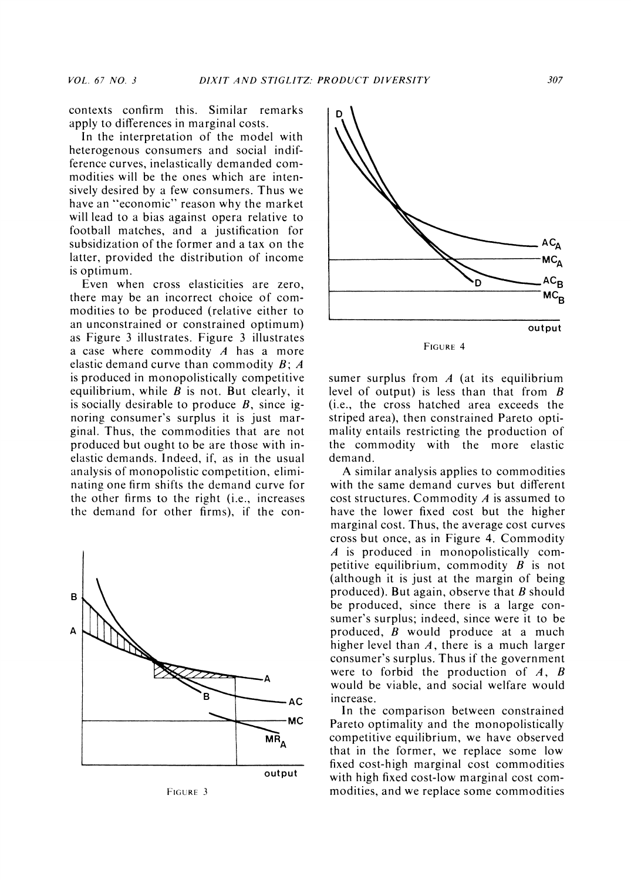contexts confirm this. Similar remarks apply to differences in marginal costs.

In the interpretation of the model with heterogenous consumers and social indifference curves, inelastically demanded commodities will be the ones which are intensively desired by a few consumers. Thus we have an "economic" reason why the market will lead to a bias against opera relative to football matches, and a justification for subsidization of the former and a tax on the latter, provided the distribution of income is optimum.

Even when cross elasticities are zero, there may be an incorrect choice of commodities to be produced (relative either to an unconstrained or constrained optimum) as Figure 3 illustrates. Figure 3 illustrates a case where commodity $A$ has a more elastic demand curve than commodity $B$; $A$ is produced in monopolistically competitive equilibrium, while $B$ is not. But clearly, it is socially desirable to produce $B$, since ignoring consumer's surplus it is just marginal. Thus, the commodities that are not produced but ought to be are those with inelastic demands. Indeed, if, as in the usual analysis of monopolistic competition, eliminating one firm shifts the demand curve for the other firms to the right (i.e., increases the demand for other firms), if the consumer surplus from $A$ (at its equilibrium level of output) is less than that from $B$ (i.e., the cross hatched area exceeds the striped area), then constrained Pareto optimality entails restricting the production of the commodity with the more elastic demand.

FIGURE 3

FIGURE 4

A similar analysis applies to commodities with the same demand curves but different cost structures. Commodity $A$ is assumed to have the lower fixed cost but the higher marginal cost. Thus, the average cost curves cross but once, as in Figure 4. Commodity $A$ is produced in monopolistically competitive equilibrium, commodity $B$ is not (although it is just at the margin of being produced). But again, observe that $B$ should be produced, since there is a large consumer's surplus; indeed, since were it to be produced, $B$ would produce at a much higher level than $A$, there is a much larger consumer's surplus. Thus if the government were to forbid the production of $A$, $B$ would be viable, and social welfare would increase.

In the comparison between constrained Pareto optimality and the monopolistically competitive equilibrium, we have observed that in the former, we replace some low fixed cost-high marginal cost commodities with high fixed cost-low marginal cost commodities, and we replace some commodities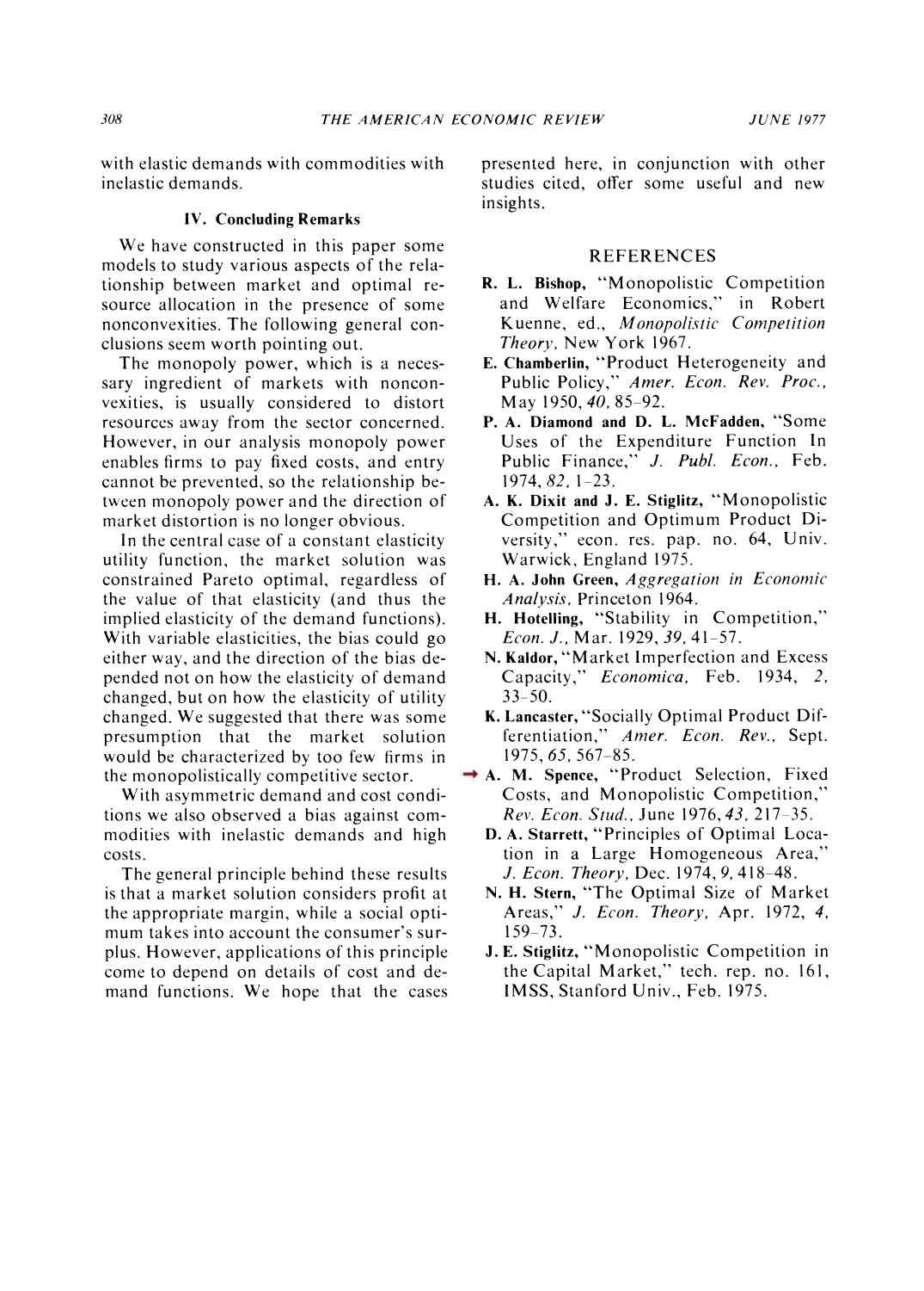with elastic demands with commodities with inelastic demands.

### IV. Concluding Remarks

We have constructed in this paper some models to study various aspects of the relationship between market and optimal resource allocation in the presence of some nonconvexities. The following general conclusions seem worth pointing out.

The monopoly power, which is a necessary ingredient of markets with nonconvexities, is usually considered to distort resources away from the sector concerned. However, in our analysis monopoly power enables firms to pay fixed costs, and entry cannot be prevented, so the relationship between monopoly power and the direction of market distortion is no longer obvious.

In the central case of a constant elasticity utility function, the market solution was constrained Pareto optimal, regardless of the value of that elasticity (and thus the implied elasticity of the demand functions). With variable elasticities, the bias could go either way, and the direction of the bias depended not on how the elasticity of demand changed, but on how the elasticity of utility changed. We suggested that there was some presumption that the market solution would be characterized by too few firms in the monopolistically competitive sector.

With asymmetric demand and cost conditions we also observed a bias against commodities with inelastic demands and high costs.

The general principle behind these results is that a market solution considers profit at the appropriate margin, while a social optimum takes into account the consumer's surplus. However, applications of this principle come to depend on details of cost and demand functions. We hope that the cases presented here, in conjunction with other studies cited, offer some useful and new insights.

## REFERENCES

**R. L. Bishop,** "Monopolistic Competition and Welfare Economics," in Robert Kuenne, ed., *Monopolistic Competition Theory*, New York 1967.

**E. Chamberlin,** "Product Heterogeneity and Public Policy," *Amer. Econ. Rev. Proc.*, May 1950, *40*, 85–92.

**P. A. Diamond and D. L. McFadden,** "Some Uses of the Expenditure Function In Public Finance," *J. Publ. Econ.*, Feb. 1974, *82*, 1–23.

**A. K. Dixit and J. E. Stiglitz,** "Monopolistic Competition and Optimum Product Diversity," econ. res. pap. no. 64, Univ. Warwick, England 1975.

**H. A. John Green,** *Aggregation in Economic Analysis*, Princeton 1964.

**H. Hotelling,** "Stability in Competition," *Econ. J.*, Mar. 1929, *39*, 41–57.

**N. Kaldor,** "Market Imperfection and Excess Capacity," *Economica*, Feb. 1934, *2*, 33–50.

**K. Lancaster,** "Socially Optimal Product Differentiation," *Amer. Econ. Rev.*, Sept. 1975, *65*, 567–85.

**A. M. Spence,** "Product Selection, Fixed Costs, and Monopolistic Competition," *Rev. Econ. Stud.*, June 1976, *43*, 217–35.

**D. A. Starrett,** "Principles of Optimal Location in a Large Homogeneous Area," *J. Econ. Theory*, Dec. 1974, *9*, 418–48.

**N. H. Stern,** "The Optimal Size of Market Areas," *J. Econ. Theory*, Apr. 1972, *4*, 159–73.

**J. E. Stiglitz,** "Monopolistic Competition in the Capital Market," tech. rep. no. 161, IMSS, Stanford Univ., Feb. 1975.